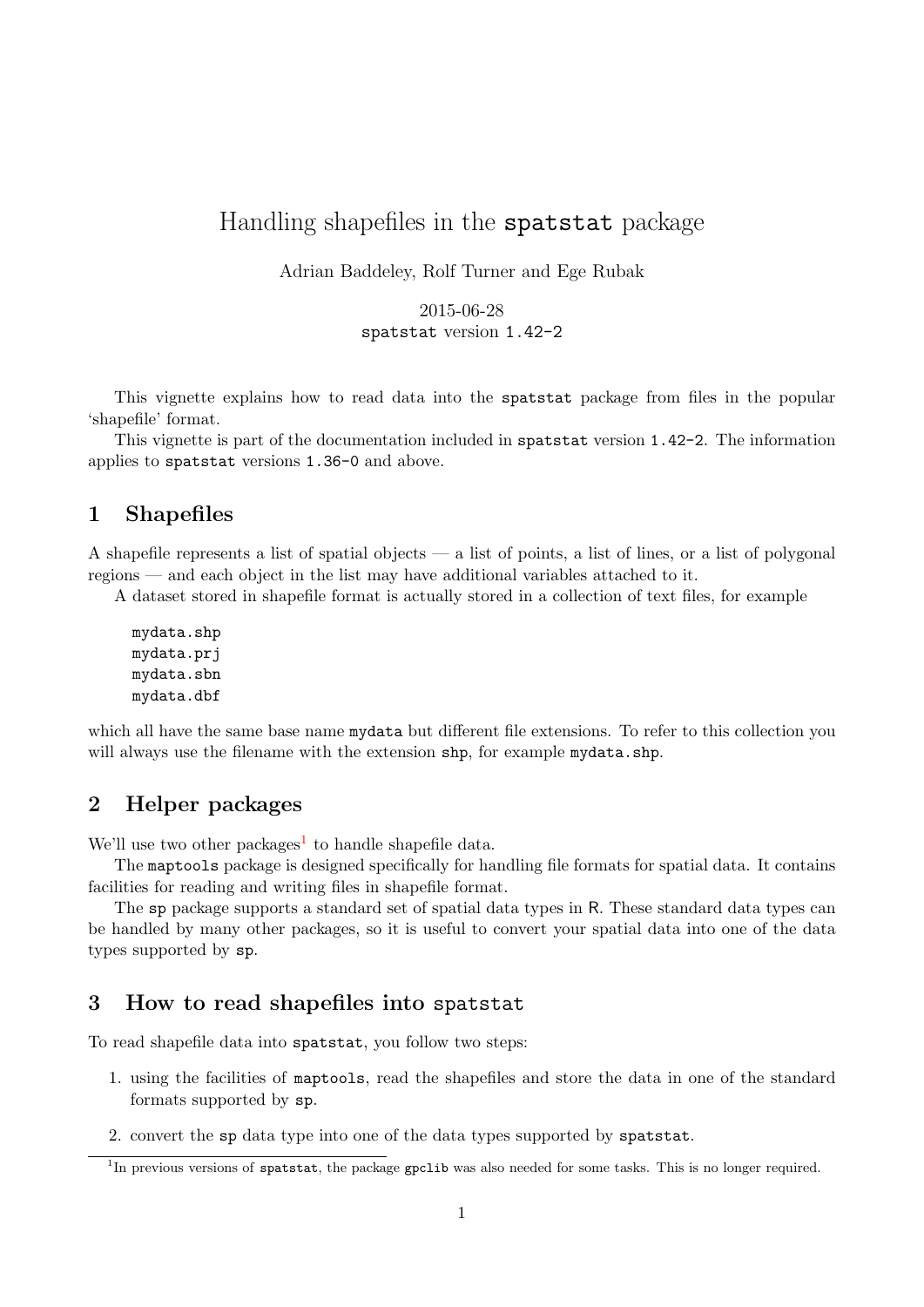# Handling shapefiles in the `spatstat` package

Adrian Baddeley, Rolf Turner and Ege Rubak

2015-06-28
`spatstat` version `1.42-2`

This vignette explains how to read data into the `spatstat` package from files in the popular 'shapefile' format.

This vignette is part of the documentation included in `spatstat` version `1.42-2`. The information applies to `spatstat` versions `1.36-0` and above.

## 1 Shapefiles

A shapefile represents a list of spatial objects — a list of points, a list of lines, or a list of polygonal regions — and each object in the list may have additional variables attached to it.

A dataset stored in shapefile format is actually stored in a collection of text files, for example

```
mydata.shp
mydata.prj
mydata.sbn
mydata.dbf
```

which all have the same base name `mydata` but different file extensions. To refer to this collection you will always use the filename with the extension `shp`, for example `mydata.shp`.

## 2 Helper packages

We'll use two other packages[1] to handle shapefile data.

The `maptools` package is designed specifically for handling file formats for spatial data. It contains facilities for reading and writing files in shapefile format.

The `sp` package supports a standard set of spatial data types in R. These standard data types can be handled by many other packages, so it is useful to convert your spatial data into one of the data types supported by `sp`.

## 3 How to read shapefiles into `spatstat`

To read shapefile data into `spatstat`, you follow two steps:

1. using the facilities of `maptools`, read the shapefiles and store the data in one of the standard formats supported by `sp`.
2. convert the `sp` data type into one of the data types supported by `spatstat`.

[1] In previous versions of `spatstat`, the package `gpclib` was also needed for some tasks. This is no longer required.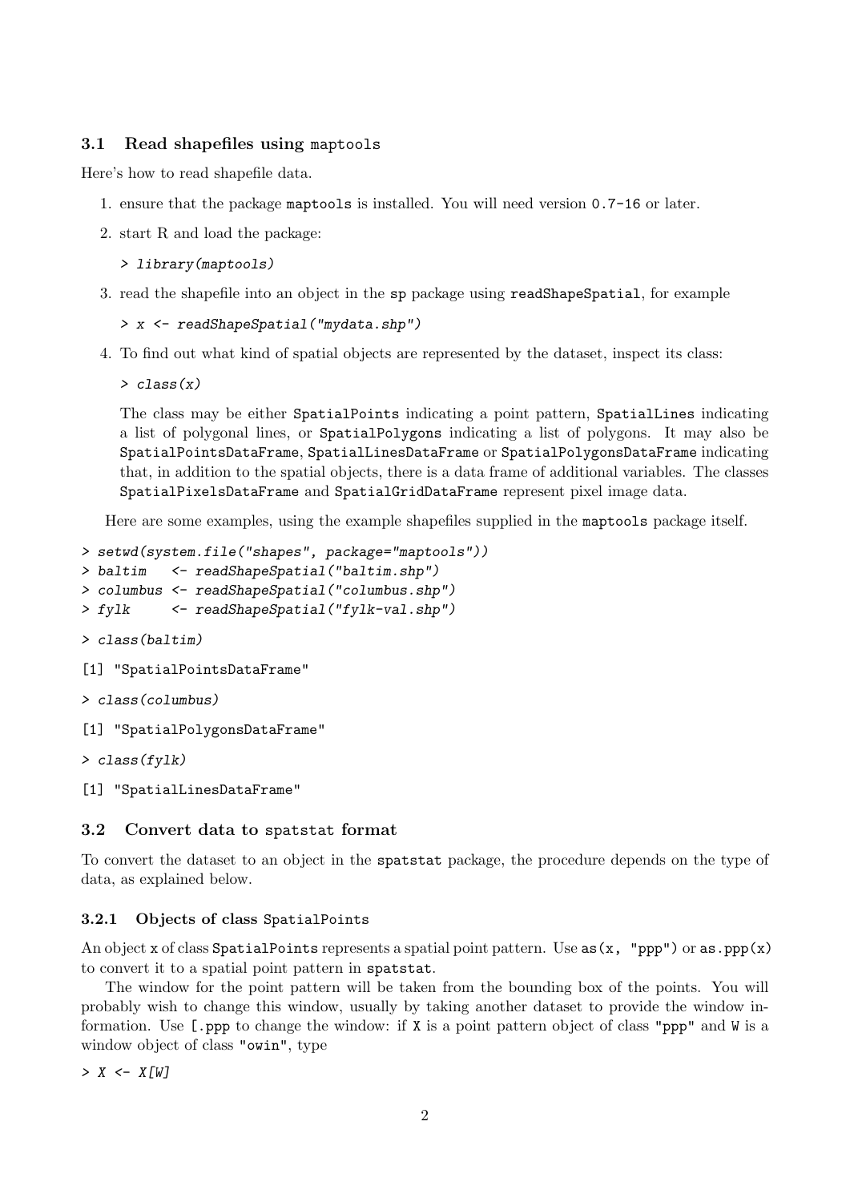### 3.1 Read shapefiles using `maptools`

Here's how to read shapefile data.

1. ensure that the package `maptools` is installed. You will need version `0.7-16` or later.
2. start R and load the package:

   ```
   > library(maptools)
   ```

3. read the shapefile into an object in the `sp` package using `readShapeSpatial`, for example

   ```
   > x <- readShapeSpatial("mydata.shp")
   ```

4. To find out what kind of spatial objects are represented by the dataset, inspect its class:

   ```
   > class(x)
   ```

   The class may be either `SpatialPoints` indicating a point pattern, `SpatialLines` indicating a list of polygonal lines, or `SpatialPolygons` indicating a list of polygons. It may also be `SpatialPointsDataFrame`, `SpatialLinesDataFrame` or `SpatialPolygonsDataFrame` indicating that, in addition to the spatial objects, there is a data frame of additional variables. The classes `SpatialPixelsDataFrame` and `SpatialGridDataFrame` represent pixel image data.

Here are some examples, using the example shapefiles supplied in the `maptools` package itself.

```
> setwd(system.file("shapes", package="maptools"))
> baltim   <- readShapeSpatial("baltim.shp")
> columbus <- readShapeSpatial("columbus.shp")
> fylk     <- readShapeSpatial("fylk-val.shp")
> class(baltim)
[1] "SpatialPointsDataFrame"
> class(columbus)
[1] "SpatialPolygonsDataFrame"
> class(fylk)
[1] "SpatialLinesDataFrame"
```

### 3.2 Convert data to `spatstat` format

To convert the dataset to an object in the `spatstat` package, the procedure depends on the type of data, as explained below.

#### 3.2.1 Objects of class `SpatialPoints`

An object `x` of class `SpatialPoints` represents a spatial point pattern. Use `as(x, "ppp")` or `as.ppp(x)` to convert it to a spatial point pattern in `spatstat`.

The window for the point pattern will be taken from the bounding box of the points. You will probably wish to change this window, usually by taking another dataset to provide the window information. Use `[.ppp` to change the window: if `X` is a point pattern object of class `"ppp"` and `W` is a window object of class `"owin"`, type

```
> X <- X[W]
```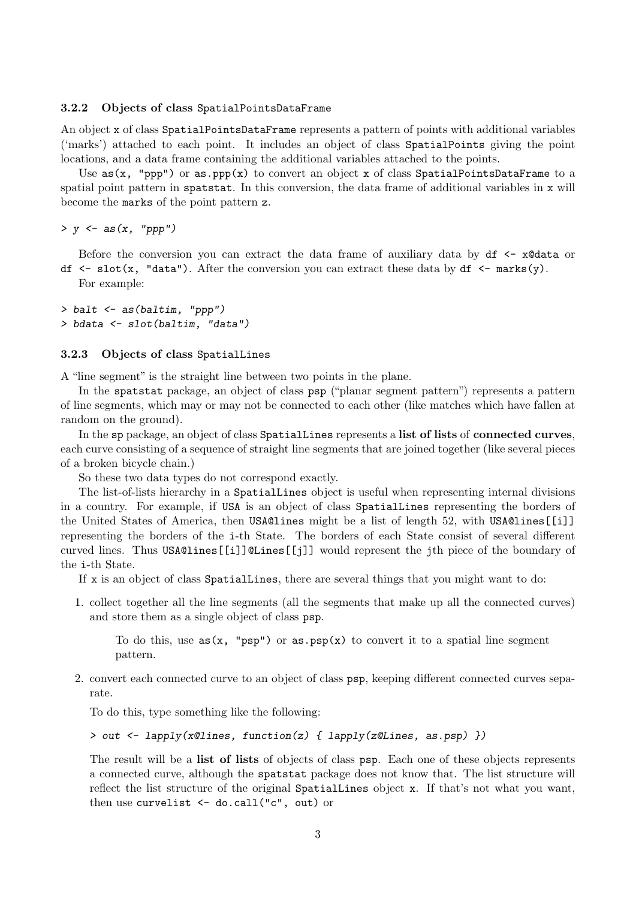### 3.2.2 Objects of class SpatialPointsDataFrame

An object x of class SpatialPointsDataFrame represents a pattern of points with additional variables ('marks') attached to each point. It includes an object of class SpatialPoints giving the point locations, and a data frame containing the additional variables attached to the points.

Use as(x, "ppp") or as.ppp(x) to convert an object x of class SpatialPointsDataFrame to a spatial point pattern in spatstat. In this conversion, the data frame of additional variables in x will become the marks of the point pattern z.

```
> y <- as(x, "ppp")
```

Before the conversion you can extract the data frame of auxiliary data by df <- x@data or df <- slot(x, "data"). After the conversion you can extract these data by df <- marks(y).

For example:

```
> balt <- as(baltim, "ppp")
> bdata <- slot(baltim, "data")
```

### 3.2.3 Objects of class SpatialLines

A "line segment" is the straight line between two points in the plane.

In the spatstat package, an object of class psp ("planar segment pattern") represents a pattern of line segments, which may or may not be connected to each other (like matches which have fallen at random on the ground).

In the sp package, an object of class SpatialLines represents a **list of lists** of **connected curves**, each curve consisting of a sequence of straight line segments that are joined together (like several pieces of a broken bicycle chain.)

So these two data types do not correspond exactly.

The list-of-lists hierarchy in a SpatialLines object is useful when representing internal divisions in a country. For example, if USA is an object of class SpatialLines representing the borders of the United States of America, then USA@lines might be a list of length 52, with USA@lines[[i]] representing the borders of the i-th State. The borders of each State consist of several different curved lines. Thus USA@lines[[i]]@Lines[[j]] would represent the jth piece of the boundary of the i-th State.

If x is an object of class SpatialLines, there are several things that you might want to do:

1. collect together all the line segments (all the segments that make up all the connected curves) and store them as a single object of class psp.

   To do this, use as(x, "psp") or as.psp(x) to convert it to a spatial line segment pattern.

2. convert each connected curve to an object of class psp, keeping different connected curves separate.

   To do this, type something like the following:

   ```
   > out <- lapply(x@lines, function(z) { lapply(z@Lines, as.psp) })
   ```

   The result will be a **list of lists** of objects of class psp. Each one of these objects represents a connected curve, although the spatstat package does not know that. The list structure will reflect the list structure of the original SpatialLines object x. If that's not what you want, then use curvelist <- do.call("c", out) or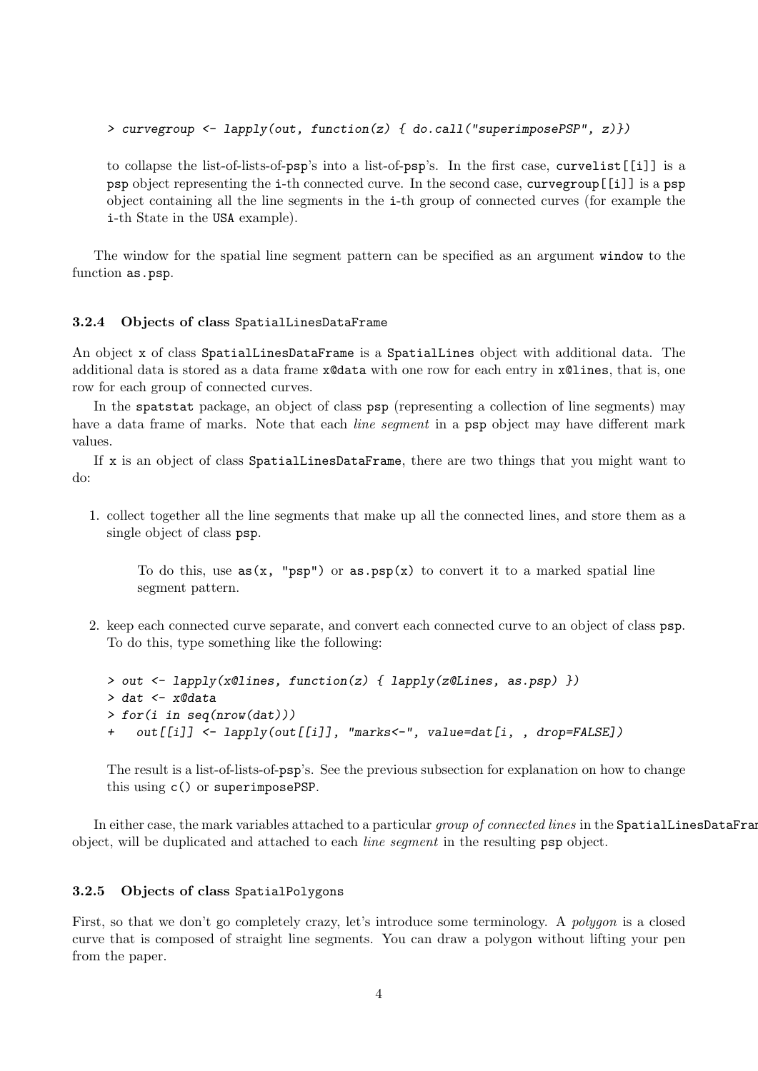```
> curvegroup <- lapply(out, function(z) { do.call("superimposePSP", z)})
```

to collapse the list-of-lists-of-psp's into a list-of-psp's. In the first case, `curvelist[[i]]` is a `psp` object representing the `i`-th connected curve. In the second case, `curvegroup[[i]]` is a `psp` object containing all the line segments in the `i`-th group of connected curves (for example the `i`-th State in the `USA` example).

The window for the spatial line segment pattern can be specified as an argument `window` to the function `as.psp`.

### 3.2.4 Objects of class `SpatialLinesDataFrame`

An object `x` of class `SpatialLinesDataFrame` is a `SpatialLines` object with additional data. The additional data is stored as a data frame `x@data` with one row for each entry in `x@lines`, that is, one row for each group of connected curves.

In the `spatstat` package, an object of class `psp` (representing a collection of line segments) may have a data frame of marks. Note that each *line segment* in a `psp` object may have different mark values.

If `x` is an object of class `SpatialLinesDataFrame`, there are two things that you might want to do:

1. collect together all the line segments that make up all the connected lines, and store them as a single object of class `psp`.

   To do this, use `as(x, "psp")` or `as.psp(x)` to convert it to a marked spatial line segment pattern.

2. keep each connected curve separate, and convert each connected curve to an object of class `psp`. To do this, type something like the following:

   ```
   > out <- lapply(x@lines, function(z) { lapply(z@Lines, as.psp) })
   > dat <- x@data
   > for(i in seq(nrow(dat)))
   +   out[[i]] <- lapply(out[[i]], "marks<-", value=dat[i, , drop=FALSE])
   ```

   The result is a list-of-lists-of-psp's. See the previous subsection for explanation on how to change this using `c()` or `superimposePSP`.

In either case, the mark variables attached to a particular *group of connected lines* in the `SpatialLinesDataFrame` object, will be duplicated and attached to each *line segment* in the resulting `psp` object.

### 3.2.5 Objects of class `SpatialPolygons`

First, so that we don't go completely crazy, let's introduce some terminology. A *polygon* is a closed curve that is composed of straight line segments. You can draw a polygon without lifting your pen from the paper.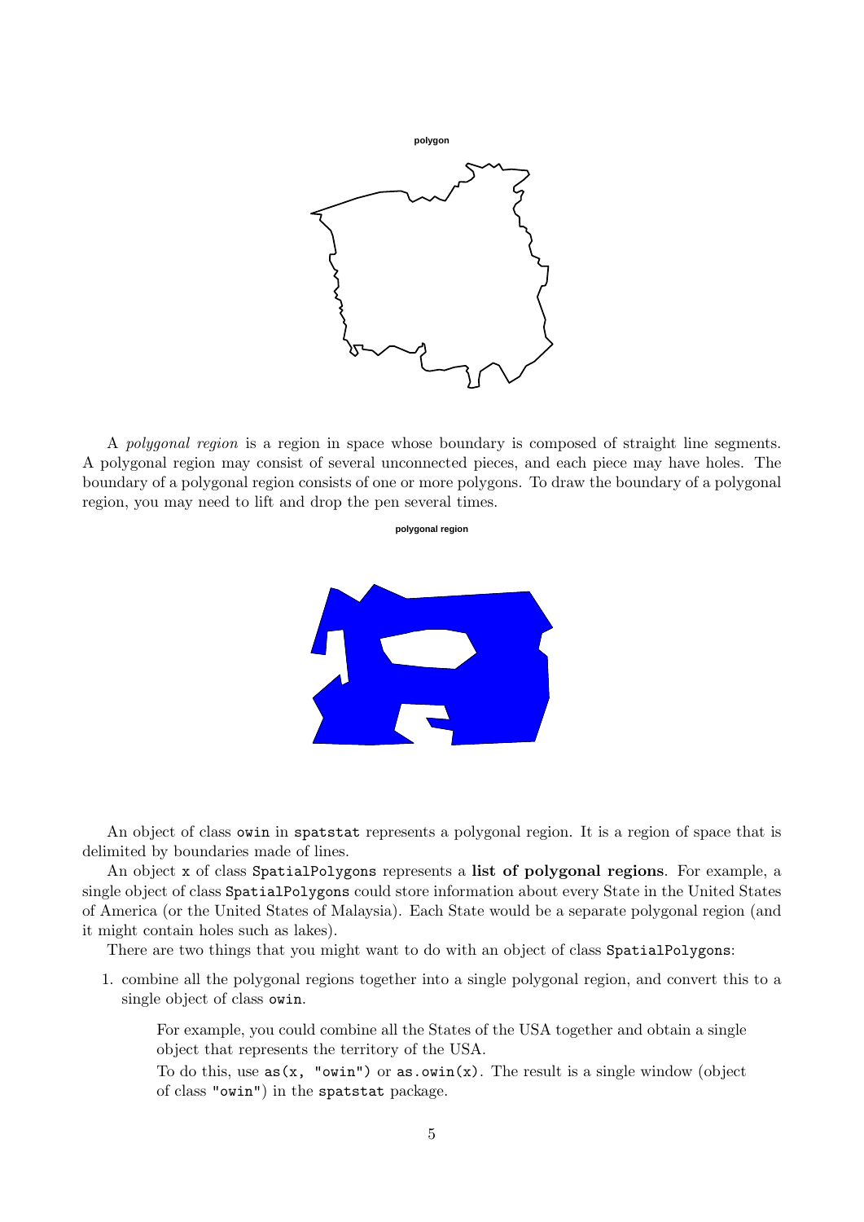polygon

A *polygonal region* is a region in space whose boundary is composed of straight line segments. A polygonal region may consist of several unconnected pieces, and each piece may have holes. The boundary of a polygonal region consists of one or more polygons. To draw the boundary of a polygonal region, you may need to lift and drop the pen several times.

polygonal region

An object of class `owin` in `spatstat` represents a polygonal region. It is a region of space that is delimited by boundaries made of lines.

An object `x` of class `SpatialPolygons` represents a **list of polygonal regions**. For example, a single object of class `SpatialPolygons` could store information about every State in the United States of America (or the United States of Malaysia). Each State would be a separate polygonal region (and it might contain holes such as lakes).

There are two things that you might want to do with an object of class `SpatialPolygons`:

1. combine all the polygonal regions together into a single polygonal region, and convert this to a single object of class `owin`.

   For example, you could combine all the States of the USA together and obtain a single object that represents the territory of the USA.

   To do this, use `as(x, "owin")` or `as.owin(x)`. The result is a single window (object of class `"owin"`) in the `spatstat` package.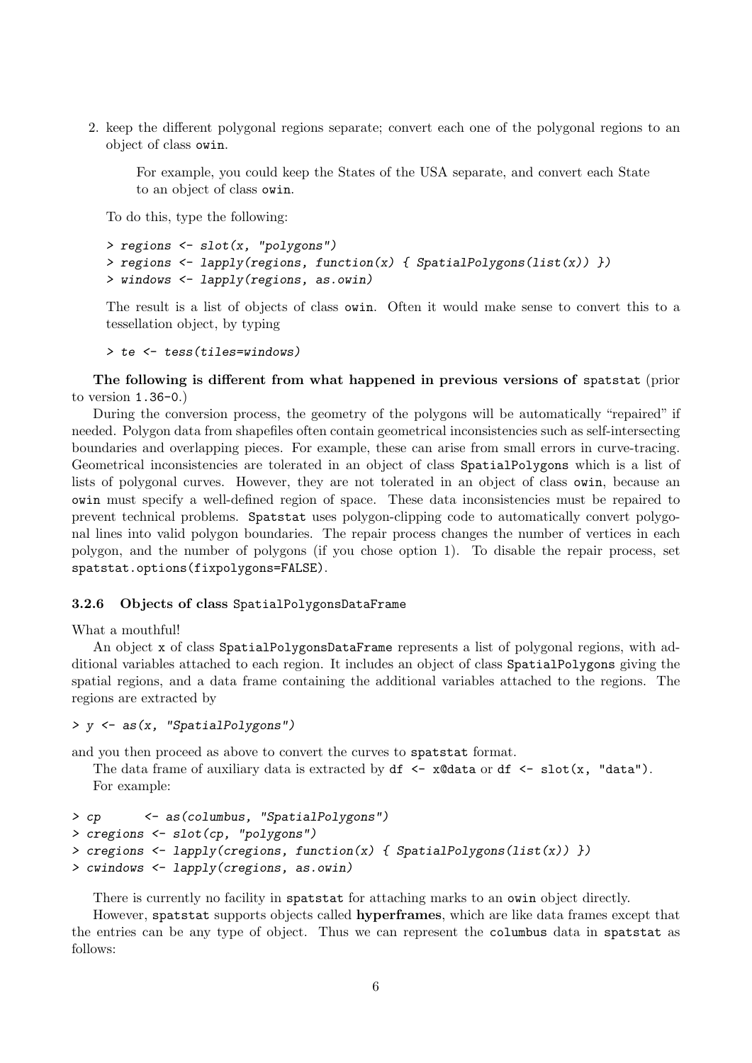2. keep the different polygonal regions separate; convert each one of the polygonal regions to an object of class `owin`.

   > For example, you could keep the States of the USA separate, and convert each State to an object of class `owin`.

   To do this, type the following:

   ```
   > regions <- slot(x, "polygons")
   > regions <- lapply(regions, function(x) { SpatialPolygons(list(x)) })
   > windows <- lapply(regions, as.owin)
   ```

   The result is a list of objects of class `owin`. Often it would make sense to convert this to a tessellation object, by typing

   ```
   > te <- tess(tiles=windows)
   ```

**The following is different from what happened in previous versions of** `spatstat` (prior to version `1.36-0`.)

During the conversion process, the geometry of the polygons will be automatically "repaired" if needed. Polygon data from shapefiles often contain geometrical inconsistencies such as self-intersecting boundaries and overlapping pieces. For example, these can arise from small errors in curve-tracing. Geometrical inconsistencies are tolerated in an object of class `SpatialPolygons` which is a list of lists of polygonal curves. However, they are not tolerated in an object of class `owin`, because an `owin` must specify a well-defined region of space. These data inconsistencies must be repaired to prevent technical problems. `Spatstat` uses polygon-clipping code to automatically convert polygonal lines into valid polygon boundaries. The repair process changes the number of vertices in each polygon, and the number of polygons (if you chose option 1). To disable the repair process, set `spatstat.options(fixpolygons=FALSE)`.

### 3.2.6 Objects of class SpatialPolygonsDataFrame

What a mouthful!

An object `x` of class `SpatialPolygonsDataFrame` represents a list of polygonal regions, with additional variables attached to each region. It includes an object of class `SpatialPolygons` giving the spatial regions, and a data frame containing the additional variables attached to the regions. The regions are extracted by

```
> y <- as(x, "SpatialPolygons")
```

and you then proceed as above to convert the curves to `spatstat` format.

The data frame of auxiliary data is extracted by `df <- x@data` or `df <- slot(x, "data")`.

For example:

```
> cp       <- as(columbus, "SpatialPolygons")
> cregions <- slot(cp, "polygons")
> cregions <- lapply(cregions, function(x) { SpatialPolygons(list(x)) })
> cwindows <- lapply(cregions, as.owin)
```

There is currently no facility in `spatstat` for attaching marks to an `owin` object directly.

However, `spatstat` supports objects called **hyperframes**, which are like data frames except that the entries can be any type of object. Thus we can represent the `columbus` data in `spatstat` as follows: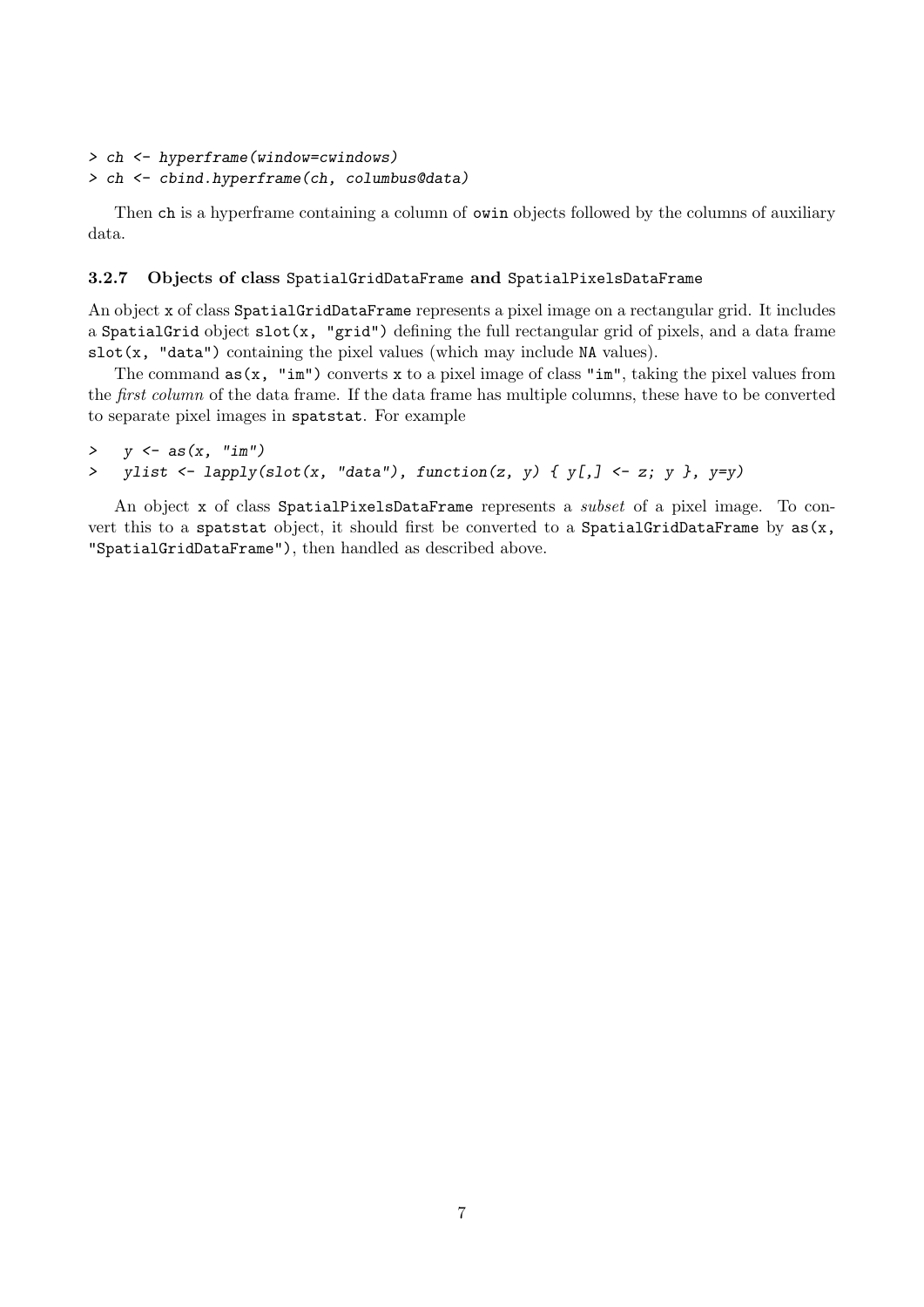```
> ch <- hyperframe(window=cwindows)
> ch <- cbind.hyperframe(ch, columbus@data)
```

Then `ch` is a hyperframe containing a column of `owin` objects followed by the columns of auxiliary data.

### 3.2.7 Objects of class `SpatialGridDataFrame` and `SpatialPixelsDataFrame`

An object `x` of class `SpatialGridDataFrame` represents a pixel image on a rectangular grid. It includes a `SpatialGrid` object `slot(x, "grid")` defining the full rectangular grid of pixels, and a data frame `slot(x, "data")` containing the pixel values (which may include `NA` values).

The command `as(x, "im")` converts `x` to a pixel image of class `"im"`, taking the pixel values from the *first column* of the data frame. If the data frame has multiple columns, these have to be converted to separate pixel images in `spatstat`. For example

```
>   y <- as(x, "im")
>   ylist <- lapply(slot(x, "data"), function(z, y) { y[,] <- z; y }, y=y)
```

An object `x` of class `SpatialPixelsDataFrame` represents a *subset* of a pixel image. To convert this to a `spatstat` object, it should first be converted to a `SpatialGridDataFrame` by `as(x, "SpatialGridDataFrame")`, then handled as described above.